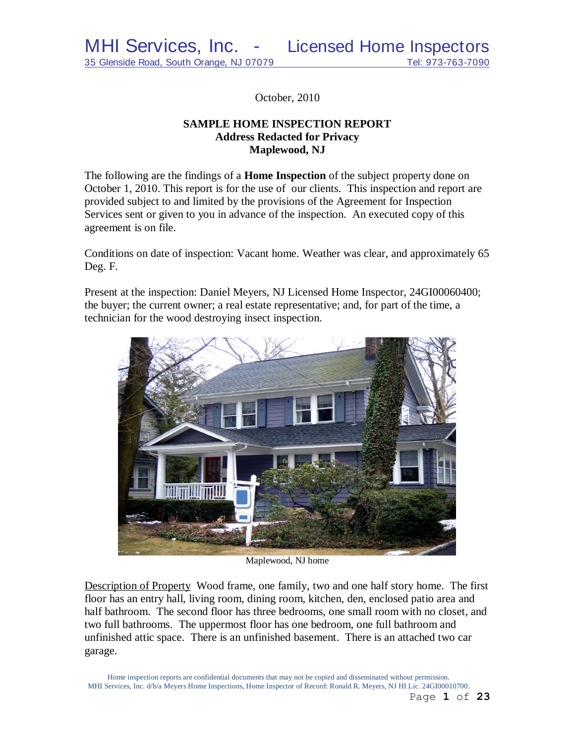# MHI Services, Inc. - Licensed Home Inspectors

35 Glenside Road, South Orange, NJ 07079 Tel: 973-763-7090

October, 2010

**SAMPLE HOME INSPECTION REPORT**
**Address Redacted for Privacy**
**Maplewood, NJ**

The following are the findings of a **Home Inspection** of the subject property done on October 1, 2010. This report is for the use of our clients. This inspection and report are provided subject to and limited by the provisions of the Agreement for Inspection Services sent or given to you in advance of the inspection. An executed copy of this agreement is on file.

Conditions on date of inspection: Vacant home. Weather was clear, and approximately 65 Deg. F.

Present at the inspection: Daniel Meyers, NJ Licensed Home Inspector, 24GI00060400; the buyer; the current owner; a real estate representative; and, for part of the time, a technician for the wood destroying insect inspection.

Maplewood, NJ home

Description of Property Wood frame, one family, two and one half story home. The first floor has an entry hall, living room, dining room, kitchen, den, enclosed patio area and half bathroom. The second floor has three bedrooms, one small room with no closet, and two full bathrooms. The uppermost floor has one bedroom, one full bathroom and unfinished attic space. There is an unfinished basement. There is an attached two car garage.

Home inspection reports are confidential documents that may not be copied and disseminated without permission.
MHI Services, Inc. d/b/a Meyers Home Inspections, Home Inspector of Record: Ronald R. Meyers, NJ HI Lic. 24GI00010700.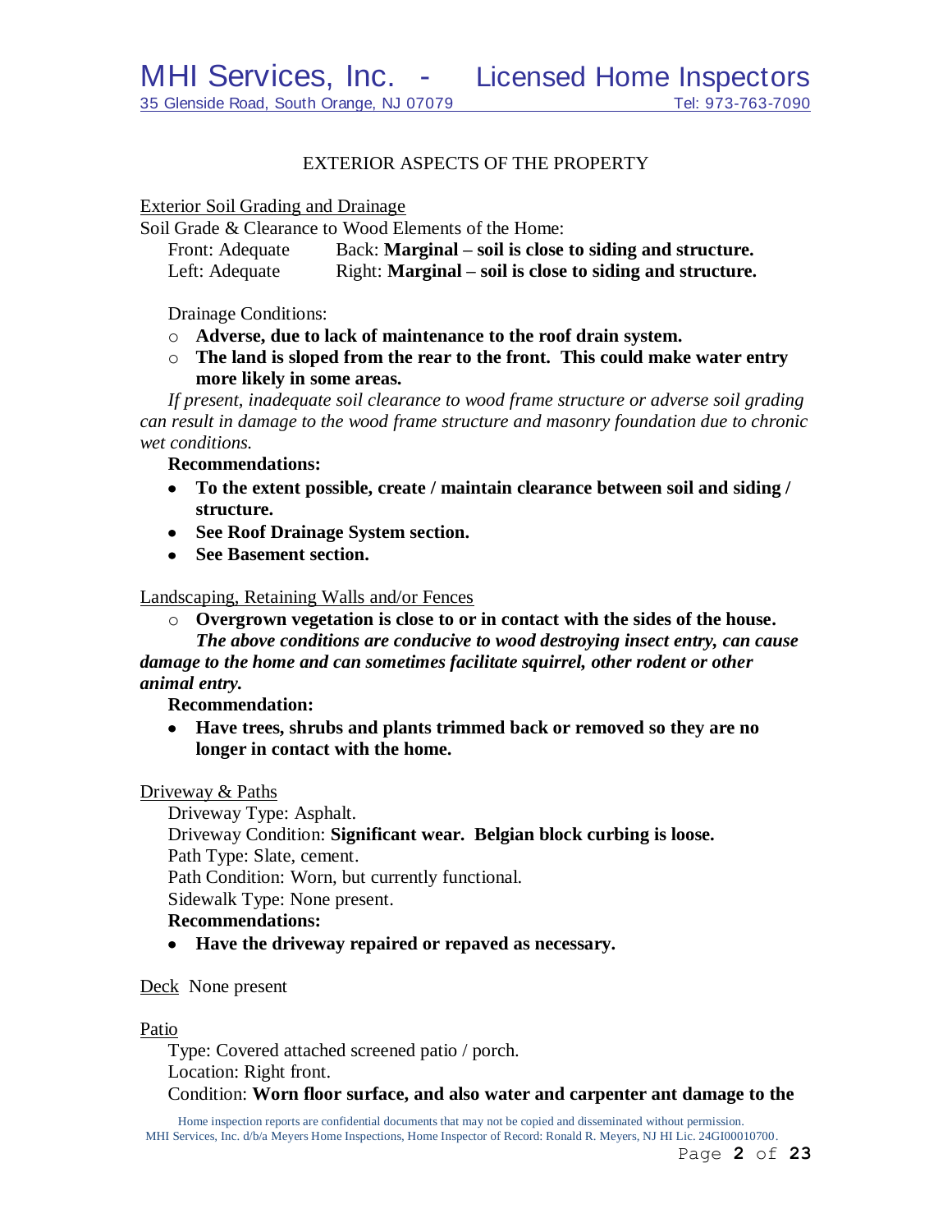## EXTERIOR ASPECTS OF THE PROPERTY

Exterior Soil Grading and Drainage

Soil Grade & Clearance to Wood Elements of the Home:

Front: Adequate  Back: **Marginal – soil is close to siding and structure.**

Left: Adequate  Right: **Marginal – soil is close to siding and structure.**

Drainage Conditions:

- **Adverse, due to lack of maintenance to the roof drain system.**
- **The land is sloped from the rear to the front. This could make water entry more likely in some areas.**

*If present, inadequate soil clearance to wood frame structure or adverse soil grading can result in damage to the wood frame structure and masonry foundation due to chronic wet conditions.*

**Recommendations:**

- **To the extent possible, create / maintain clearance between soil and siding / structure.**
- **See Roof Drainage System section.**
- **See Basement section.**

Landscaping, Retaining Walls and/or Fences

- **Overgrown vegetation is close to or in contact with the sides of the house.**

***The above conditions are conducive to wood destroying insect entry, can cause damage to the home and can sometimes facilitate squirrel, other rodent or other animal entry.***

**Recommendation:**

- **Have trees, shrubs and plants trimmed back or removed so they are no longer in contact with the home.**

Driveway & Paths

Driveway Type: Asphalt.

Driveway Condition: **Significant wear. Belgian block curbing is loose.**

Path Type: Slate, cement.

Path Condition: Worn, but currently functional.

Sidewalk Type: None present.

**Recommendations:**

- **Have the driveway repaired or repaved as necessary.**

Deck None present

Patio

Type: Covered attached screened patio / porch.

Location: Right front.

Condition: **Worn floor surface, and also water and carpenter ant damage to the**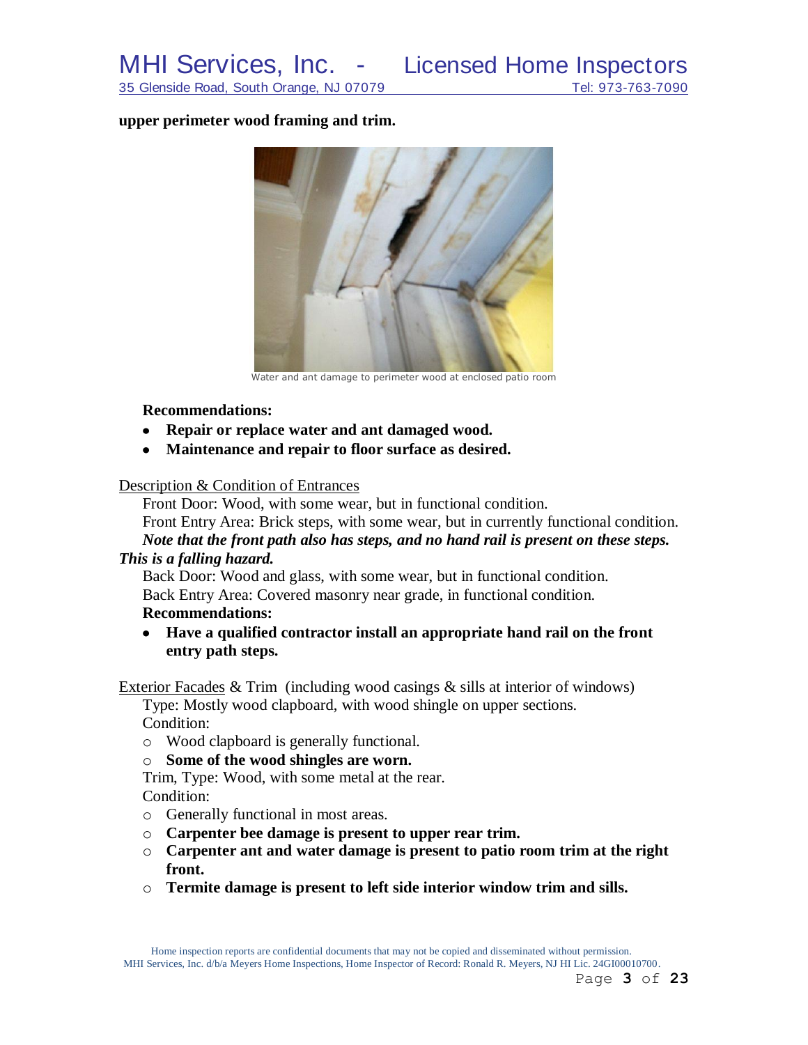**upper perimeter wood framing and trim.**

Water and ant damage to perimeter wood at enclosed patio room

**Recommendations:**

- **Repair or replace water and ant damaged wood.**
- **Maintenance and repair to floor surface as desired.**

Description & Condition of Entrances

Front Door: Wood, with some wear, but in functional condition.

Front Entry Area: Brick steps, with some wear, but in currently functional condition. ***Note that the front path also has steps, and no hand rail is present on these steps. This is a falling hazard.***

Back Door: Wood and glass, with some wear, but in functional condition.

Back Entry Area: Covered masonry near grade, in functional condition.

**Recommendations:**

- **Have a qualified contractor install an appropriate hand rail on the front entry path steps.**

Exterior Facades & Trim (including wood casings & sills at interior of windows)

Type: Mostly wood clapboard, with wood shingle on upper sections.

Condition:

- Wood clapboard is generally functional.
- **Some of the wood shingles are worn.**

Trim, Type: Wood, with some metal at the rear.

Condition:

- Generally functional in most areas.
- **Carpenter bee damage is present to upper rear trim.**
- **Carpenter ant and water damage is present to patio room trim at the right front.**
- **Termite damage is present to left side interior window trim and sills.**

Home inspection reports are confidential documents that may not be copied and disseminated without permission.
MHI Services, Inc. d/b/a Meyers Home Inspections, Home Inspector of Record: Ronald R. Meyers, NJ HI Lic. 24GI00010700.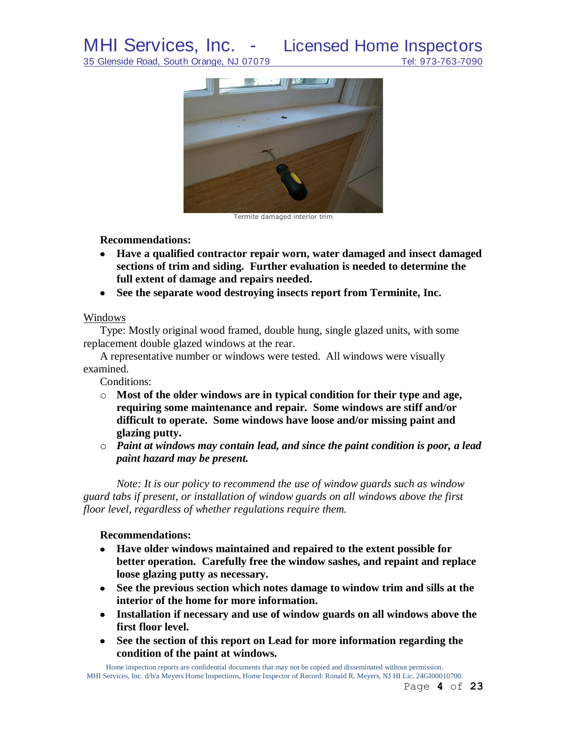Termite damaged interior trim

**Recommendations:**

- **Have a qualified contractor repair worn, water damaged and insect damaged sections of trim and siding. Further evaluation is needed to determine the full extent of damage and repairs needed.**
- **See the separate wood destroying insects report from Terminite, Inc.**

Windows

Type: Mostly original wood framed, double hung, single glazed units, with some replacement double glazed windows at the rear.

A representative number or windows were tested. All windows were visually examined.

Conditions:

- **Most of the older windows are in typical condition for their type and age, requiring some maintenance and repair. Some windows are stiff and/or difficult to operate. Some windows have loose and/or missing paint and glazing putty.**
- ***Paint at windows may contain lead, and since the paint condition is poor, a lead paint hazard may be present.***

*Note: It is our policy to recommend the use of window guards such as window guard tabs if present, or installation of window guards on all windows above the first floor level, regardless of whether regulations require them.*

**Recommendations:**

- **Have older windows maintained and repaired to the extent possible for better operation. Carefully free the window sashes, and repaint and replace loose glazing putty as necessary.**
- **See the previous section which notes damage to window trim and sills at the interior of the home for more information.**
- **Installation if necessary and use of window guards on all windows above the first floor level.**
- **See the section of this report on Lead for more information regarding the condition of the paint at windows.**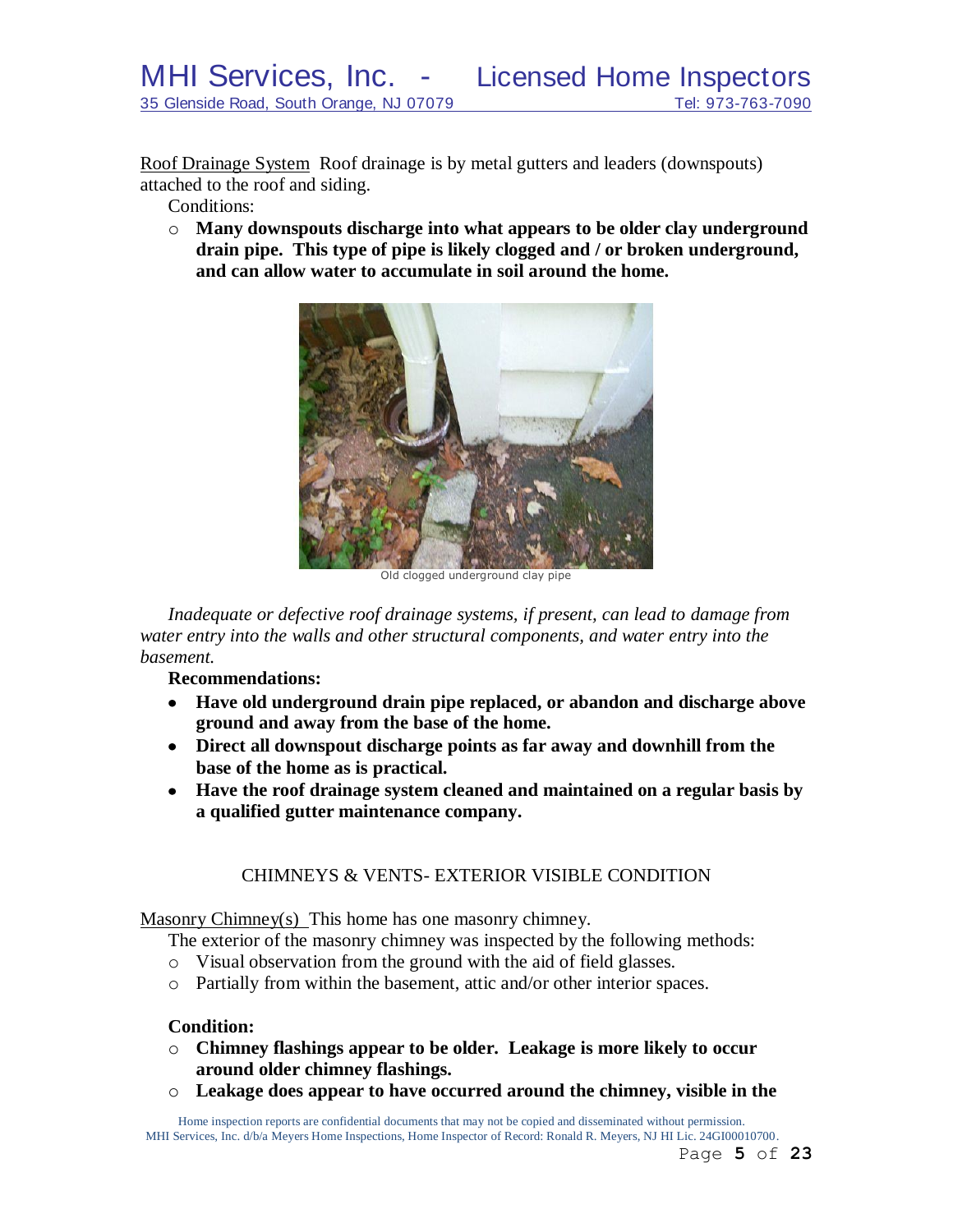<u>Roof Drainage System</u> Roof drainage is by metal gutters and leaders (downspouts) attached to the roof and siding.

Conditions:

- **Many downspouts discharge into what appears to be older clay underground drain pipe. This type of pipe is likely clogged and / or broken underground, and can allow water to accumulate in soil around the home.**

Old clogged underground clay pipe

*Inadequate or defective roof drainage systems, if present, can lead to damage from water entry into the walls and other structural components, and water entry into the basement.*

**Recommendations:**

- **Have old underground drain pipe replaced, or abandon and discharge above ground and away from the base of the home.**
- **Direct all downspout discharge points as far away and downhill from the base of the home as is practical.**
- **Have the roof drainage system cleaned and maintained on a regular basis by a qualified gutter maintenance company.**

## CHIMNEYS & VENTS- EXTERIOR VISIBLE CONDITION

<u>Masonry Chimney(s)</u> This home has one masonry chimney.

The exterior of the masonry chimney was inspected by the following methods:

- Visual observation from the ground with the aid of field glasses.
- Partially from within the basement, attic and/or other interior spaces.

**Condition:**

- **Chimney flashings appear to be older. Leakage is more likely to occur around older chimney flashings.**
- **Leakage does appear to have occurred around the chimney, visible in the**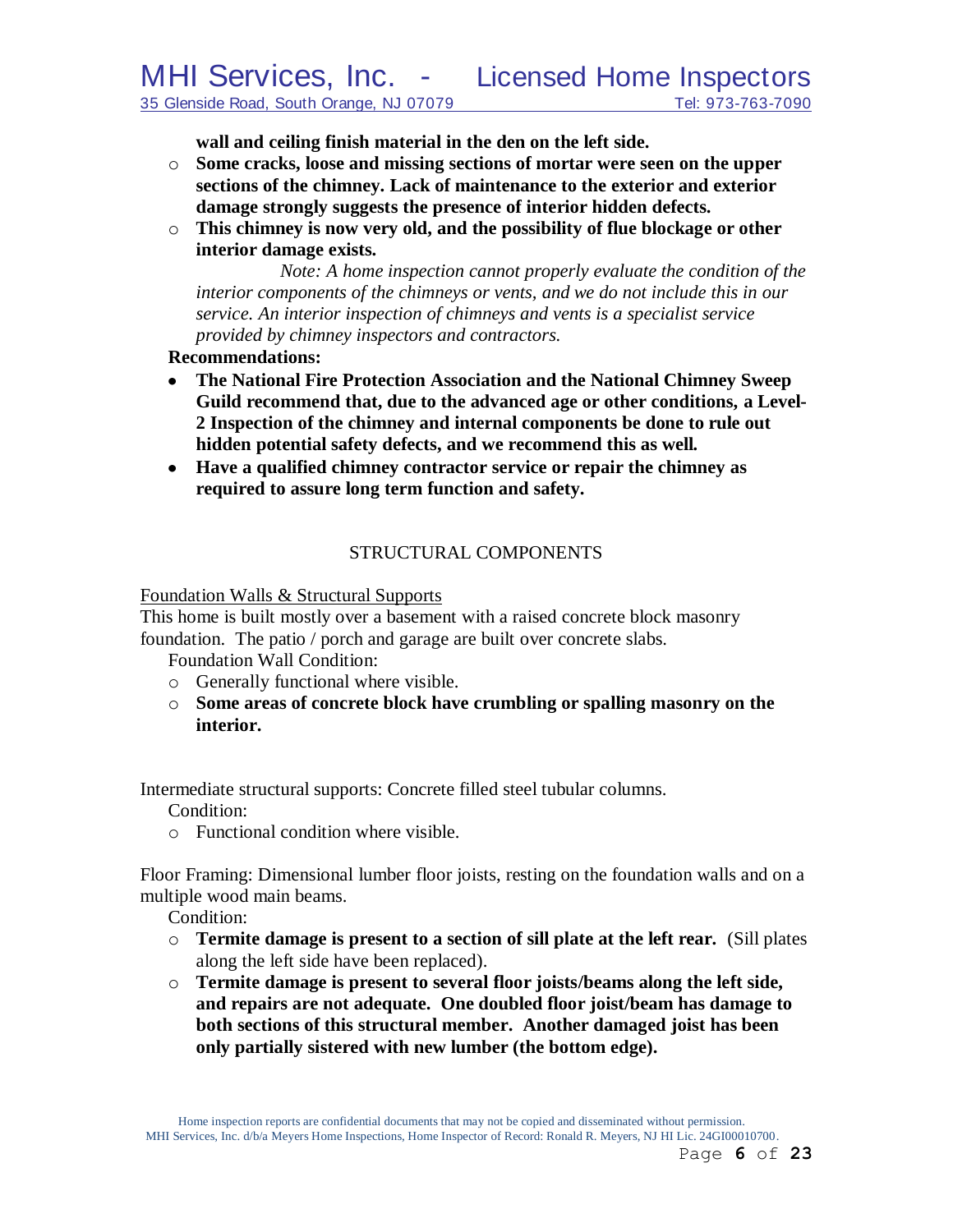**wall and ceiling finish material in the den on the left side.**

- **Some cracks, loose and missing sections of mortar were seen on the upper sections of the chimney. Lack of maintenance to the exterior and exterior damage strongly suggests the presence of interior hidden defects.**
- **This chimney is now very old, and the possibility of flue blockage or other interior damage exists.**

  *Note: A home inspection cannot properly evaluate the condition of the interior components of the chimneys or vents, and we do not include this in our service. An interior inspection of chimneys and vents is a specialist service provided by chimney inspectors and contractors.*

**Recommendations:**

- **The National Fire Protection Association and the National Chimney Sweep Guild recommend that, due to the advanced age or other conditions, a Level-2 Inspection of the chimney and internal components be done to rule out hidden potential safety defects, and we recommend this as well.**
- **Have a qualified chimney contractor service or repair the chimney as required to assure long term function and safety.**

## STRUCTURAL COMPONENTS

Foundation Walls & Structural Supports

This home is built mostly over a basement with a raised concrete block masonry foundation. The patio / porch and garage are built over concrete slabs.

Foundation Wall Condition:

- Generally functional where visible.
- **Some areas of concrete block have crumbling or spalling masonry on the interior.**

Intermediate structural supports: Concrete filled steel tubular columns.

Condition:

- Functional condition where visible.

Floor Framing: Dimensional lumber floor joists, resting on the foundation walls and on a multiple wood main beams.

Condition:

- **Termite damage is present to a section of sill plate at the left rear.** (Sill plates along the left side have been replaced).
- **Termite damage is present to several floor joists/beams along the left side, and repairs are not adequate. One doubled floor joist/beam has damage to both sections of this structural member. Another damaged joist has been only partially sistered with new lumber (the bottom edge).**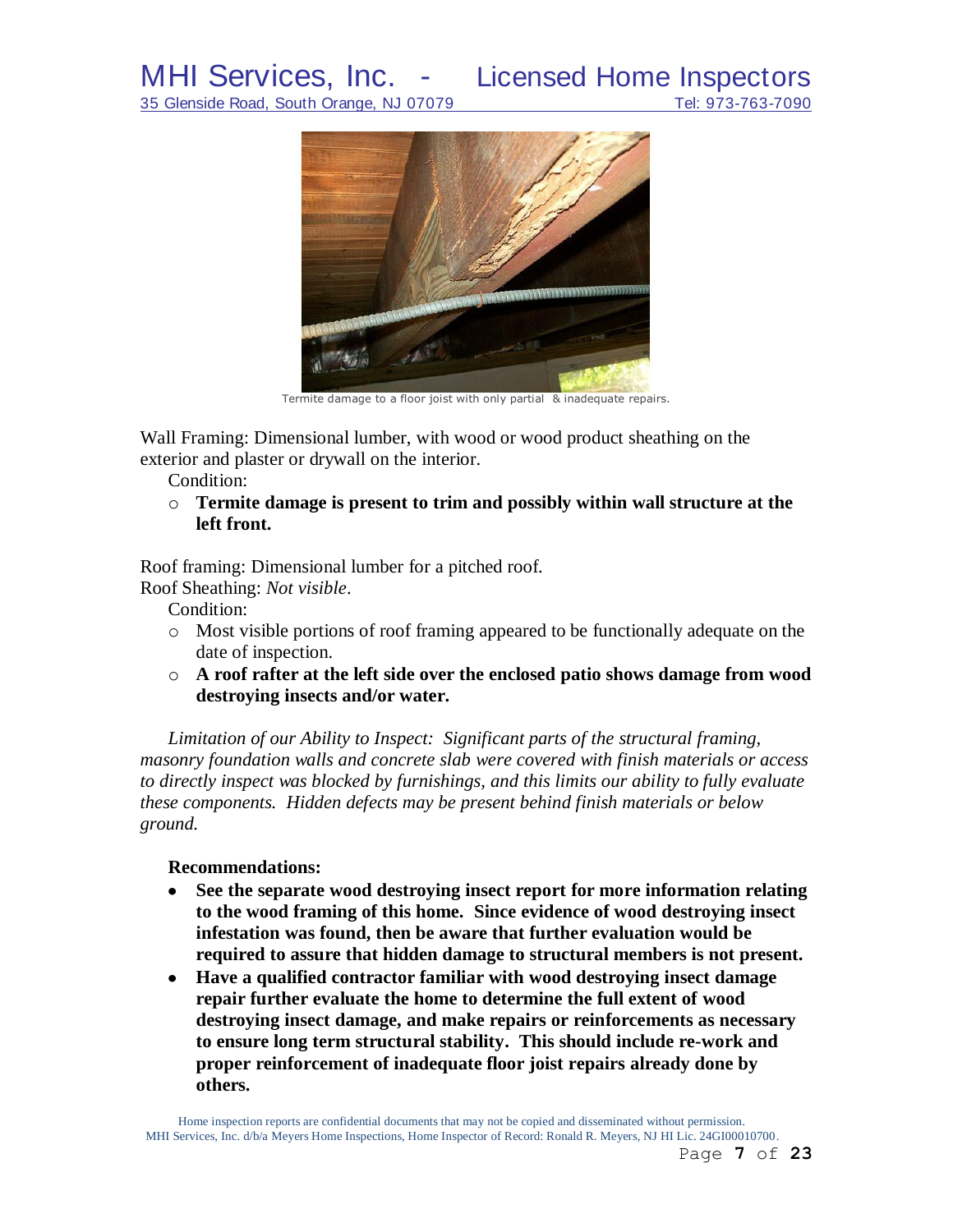Termite damage to a floor joist with only partial & inadequate repairs.

Wall Framing: Dimensional lumber, with wood or wood product sheathing on the exterior and plaster or drywall on the interior.

Condition:

- **Termite damage is present to trim and possibly within wall structure at the left front.**

Roof framing: Dimensional lumber for a pitched roof.
Roof Sheathing: *Not visible*.

Condition:

- Most visible portions of roof framing appeared to be functionally adequate on the date of inspection.
- **A roof rafter at the left side over the enclosed patio shows damage from wood destroying insects and/or water.**

*Limitation of our Ability to Inspect: Significant parts of the structural framing, masonry foundation walls and concrete slab were covered with finish materials or access to directly inspect was blocked by furnishings, and this limits our ability to fully evaluate these components. Hidden defects may be present behind finish materials or below ground.*

**Recommendations:**

- **See the separate wood destroying insect report for more information relating to the wood framing of this home. Since evidence of wood destroying insect infestation was found, then be aware that further evaluation would be required to assure that hidden damage to structural members is not present.**
- **Have a qualified contractor familiar with wood destroying insect damage repair further evaluate the home to determine the full extent of wood destroying insect damage, and make repairs or reinforcements as necessary to ensure long term structural stability. This should include re-work and proper reinforcement of inadequate floor joist repairs already done by others.**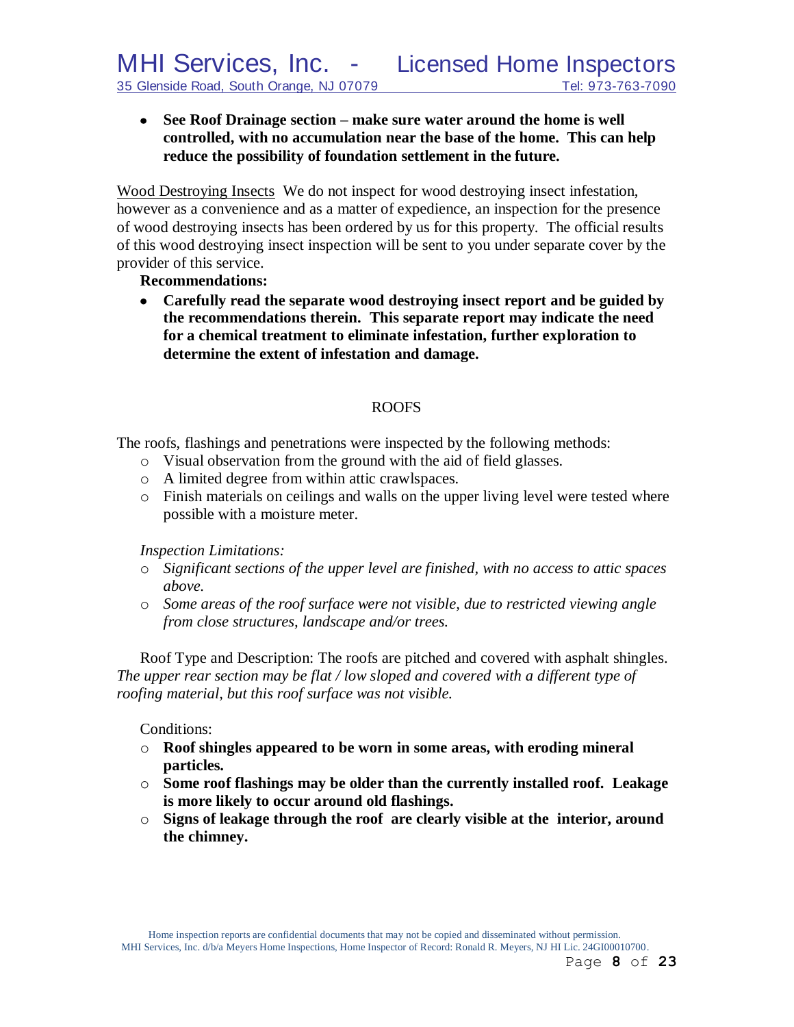- **See Roof Drainage section – make sure water around the home is well controlled, with no accumulation near the base of the home. This can help reduce the possibility of foundation settlement in the future.**

Wood Destroying Insects We do not inspect for wood destroying insect infestation, however as a convenience and as a matter of expedience, an inspection for the presence of wood destroying insects has been ordered by us for this property. The official results of this wood destroying insect inspection will be sent to you under separate cover by the provider of this service.

**Recommendations:**

- **Carefully read the separate wood destroying insect report and be guided by the recommendations therein. This separate report may indicate the need for a chemical treatment to eliminate infestation, further exploration to determine the extent of infestation and damage.**

## ROOFS

The roofs, flashings and penetrations were inspected by the following methods:

- Visual observation from the ground with the aid of field glasses.
- A limited degree from within attic crawlspaces.
- Finish materials on ceilings and walls on the upper living level were tested where possible with a moisture meter.

*Inspection Limitations:*

- *Significant sections of the upper level are finished, with no access to attic spaces above.*
- *Some areas of the roof surface were not visible, due to restricted viewing angle from close structures, landscape and/or trees.*

Roof Type and Description: The roofs are pitched and covered with asphalt shingles. *The upper rear section may be flat / low sloped and covered with a different type of roofing material, but this roof surface was not visible.*

Conditions:

- **Roof shingles appeared to be worn in some areas, with eroding mineral particles.**
- **Some roof flashings may be older than the currently installed roof. Leakage is more likely to occur around old flashings.**
- **Signs of leakage through the roof are clearly visible at the interior, around the chimney.**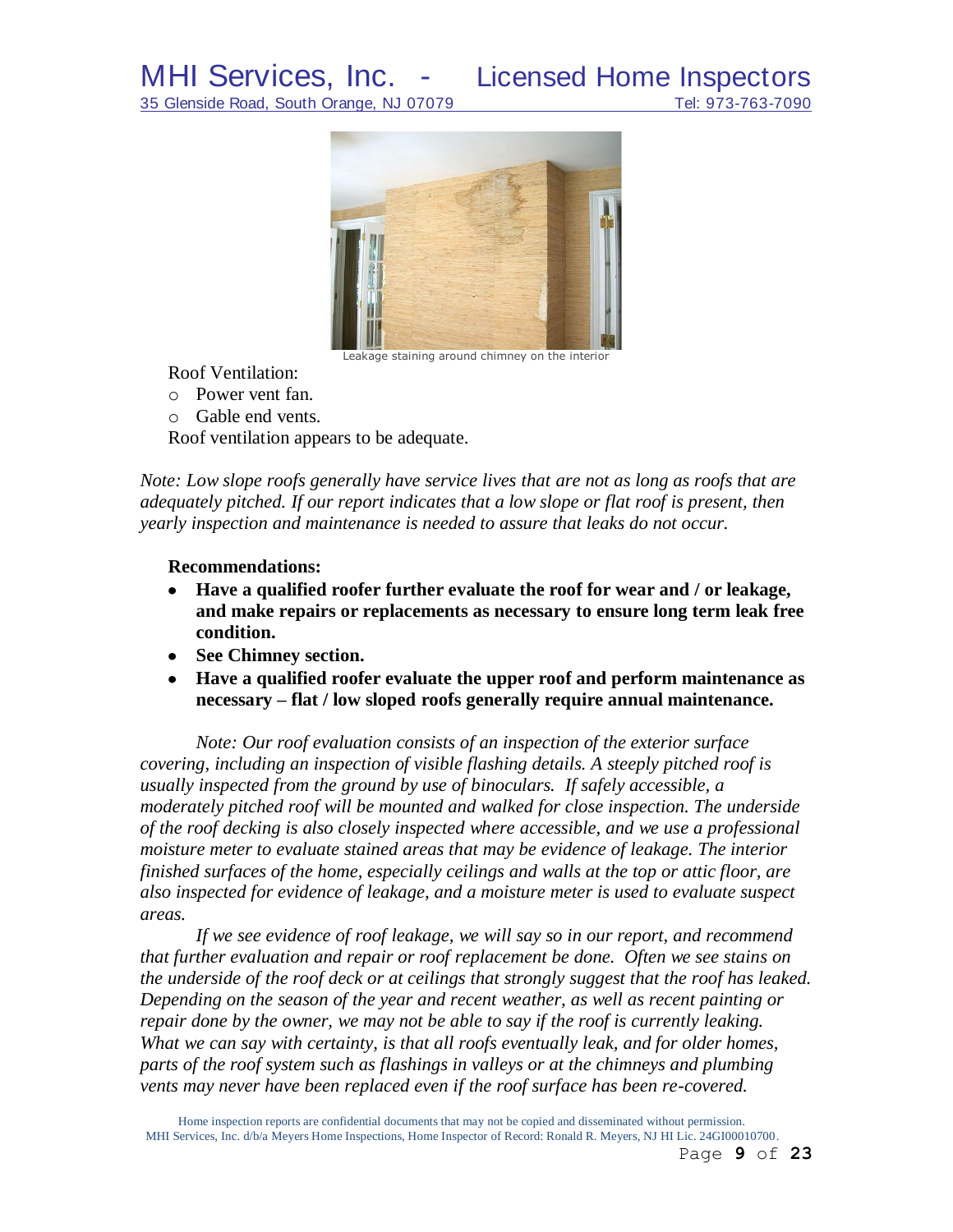Leakage staining around chimney on the interior

Roof Ventilation:

- Power vent fan.
- Gable end vents.

Roof ventilation appears to be adequate.

*Note: Low slope roofs generally have service lives that are not as long as roofs that are adequately pitched. If our report indicates that a low slope or flat roof is present, then yearly inspection and maintenance is needed to assure that leaks do not occur.*

**Recommendations:**

- **Have a qualified roofer further evaluate the roof for wear and / or leakage, and make repairs or replacements as necessary to ensure long term leak free condition.**
- **See Chimney section.**
- **Have a qualified roofer evaluate the upper roof and perform maintenance as necessary – flat / low sloped roofs generally require annual maintenance.**

*Note: Our roof evaluation consists of an inspection of the exterior surface covering, including an inspection of visible flashing details. A steeply pitched roof is usually inspected from the ground by use of binoculars. If safely accessible, a moderately pitched roof will be mounted and walked for close inspection. The underside of the roof decking is also closely inspected where accessible, and we use a professional moisture meter to evaluate stained areas that may be evidence of leakage. The interior finished surfaces of the home, especially ceilings and walls at the top or attic floor, are also inspected for evidence of leakage, and a moisture meter is used to evaluate suspect areas.*

*If we see evidence of roof leakage, we will say so in our report, and recommend that further evaluation and repair or roof replacement be done. Often we see stains on the underside of the roof deck or at ceilings that strongly suggest that the roof has leaked. Depending on the season of the year and recent weather, as well as recent painting or repair done by the owner, we may not be able to say if the roof is currently leaking. What we can say with certainty, is that all roofs eventually leak, and for older homes, parts of the roof system such as flashings in valleys or at the chimneys and plumbing vents may never have been replaced even if the roof surface has been re-covered.*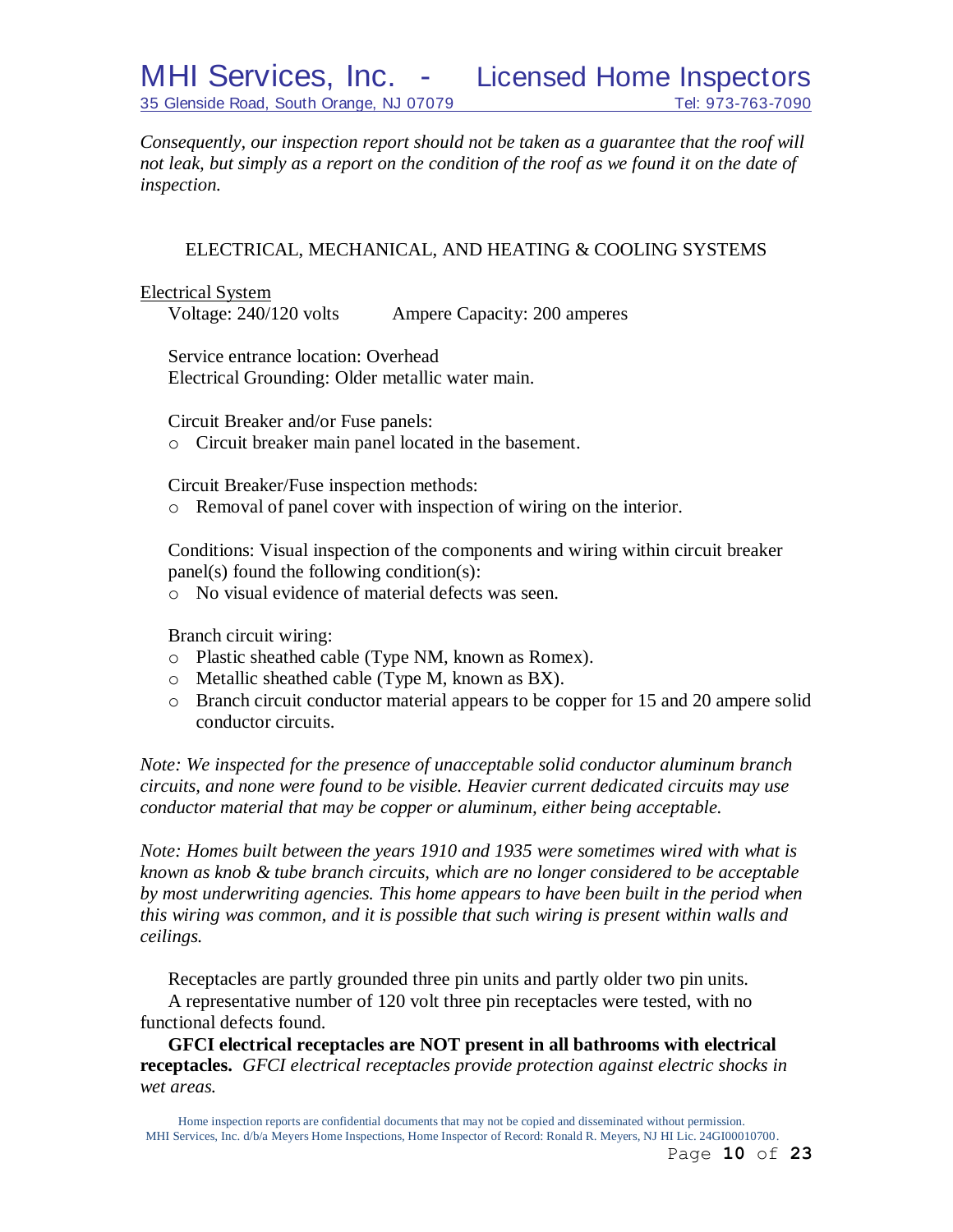*Consequently, our inspection report should not be taken as a guarantee that the roof will not leak, but simply as a report on the condition of the roof as we found it on the date of inspection.*

## ELECTRICAL, MECHANICAL, AND HEATING & COOLING SYSTEMS

<u>Electrical System</u>

Voltage: 240/120 volts Ampere Capacity: 200 amperes

Service entrance location: Overhead
Electrical Grounding: Older metallic water main.

Circuit Breaker and/or Fuse panels:

- Circuit breaker main panel located in the basement.

Circuit Breaker/Fuse inspection methods:

- Removal of panel cover with inspection of wiring on the interior.

Conditions: Visual inspection of the components and wiring within circuit breaker panel(s) found the following condition(s):

- No visual evidence of material defects was seen.

Branch circuit wiring:

- Plastic sheathed cable (Type NM, known as Romex).
- Metallic sheathed cable (Type M, known as BX).
- Branch circuit conductor material appears to be copper for 15 and 20 ampere solid conductor circuits.

*Note: We inspected for the presence of unacceptable solid conductor aluminum branch circuits, and none were found to be visible. Heavier current dedicated circuits may use conductor material that may be copper or aluminum, either being acceptable.*

*Note: Homes built between the years 1910 and 1935 were sometimes wired with what is known as knob & tube branch circuits, which are no longer considered to be acceptable by most underwriting agencies. This home appears to have been built in the period when this wiring was common, and it is possible that such wiring is present within walls and ceilings.*

Receptacles are partly grounded three pin units and partly older two pin units.

A representative number of 120 volt three pin receptacles were tested, with no functional defects found.

**GFCI electrical receptacles are NOT present in all bathrooms with electrical receptacles.** *GFCI electrical receptacles provide protection against electric shocks in wet areas.*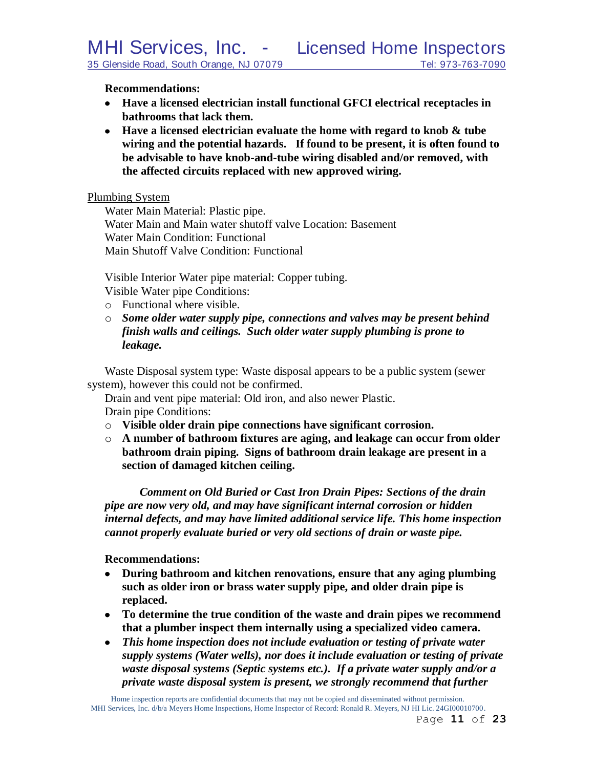**Recommendations:**

- **Have a licensed electrician install functional GFCI electrical receptacles in bathrooms that lack them.**
- **Have a licensed electrician evaluate the home with regard to knob & tube wiring and the potential hazards. If found to be present, it is often found to be advisable to have knob-and-tube wiring disabled and/or removed, with the affected circuits replaced with new approved wiring.**

Plumbing System

Water Main Material: Plastic pipe.
Water Main and Main water shutoff valve Location: Basement
Water Main Condition: Functional
Main Shutoff Valve Condition: Functional

Visible Interior Water pipe material: Copper tubing.
Visible Water pipe Conditions:

- Functional where visible.
- ***Some older water supply pipe, connections and valves may be present behind finish walls and ceilings. Such older water supply plumbing is prone to leakage.***

Waste Disposal system type: Waste disposal appears to be a public system (sewer system), however this could not be confirmed.
Drain and vent pipe material: Old iron, and also newer Plastic.
Drain pipe Conditions:

- **Visible older drain pipe connections have significant corrosion.**
- **A number of bathroom fixtures are aging, and leakage can occur from older bathroom drain piping. Signs of bathroom drain leakage are present in a section of damaged kitchen ceiling.**

***Comment on Old Buried or Cast Iron Drain Pipes: Sections of the drain pipe are now very old, and may have significant internal corrosion or hidden internal defects, and may have limited additional service life. This home inspection cannot properly evaluate buried or very old sections of drain or waste pipe.***

**Recommendations:**

- **During bathroom and kitchen renovations, ensure that any aging plumbing such as older iron or brass water supply pipe, and older drain pipe is replaced.**
- **To determine the true condition of the waste and drain pipes we recommend that a plumber inspect them internally using a specialized video camera.**
- ***This home inspection does not include evaluation or testing of private water supply systems (Water wells), nor does it include evaluation or testing of private waste disposal systems (Septic systems etc.). If a private water supply and/or a private waste disposal system is present, we strongly recommend that further***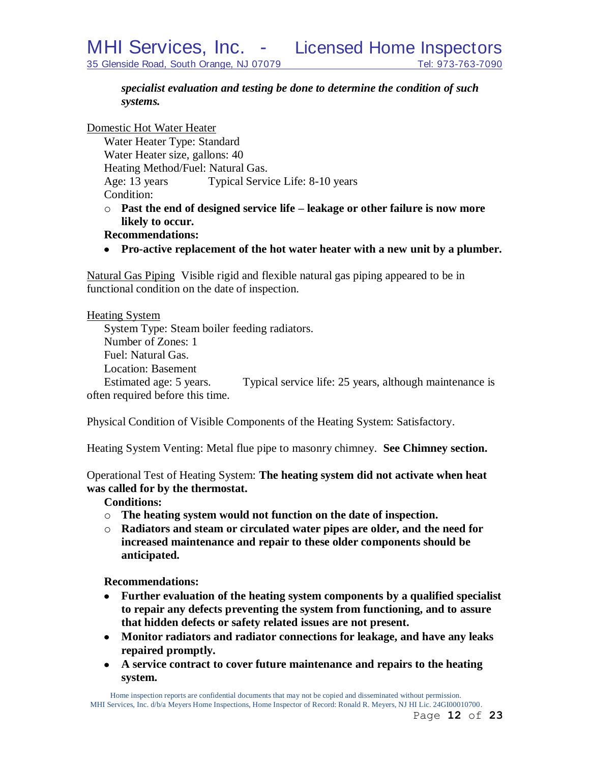***specialist evaluation and testing be done to determine the condition of such systems.***

Domestic Hot Water Heater

Water Heater Type: Standard
Water Heater size, gallons: 40
Heating Method/Fuel: Natural Gas.
Age: 13 years          Typical Service Life: 8-10 years
Condition:

- **Past the end of designed service life – leakage or other failure is now more likely to occur.**

**Recommendations:**

- **Pro-active replacement of the hot water heater with a new unit by a plumber.**

Natural Gas Piping  Visible rigid and flexible natural gas piping appeared to be in functional condition on the date of inspection.

Heating System

System Type: Steam boiler feeding radiators.
Number of Zones: 1
Fuel: Natural Gas.
Location: Basement
Estimated age: 5 years.          Typical service life: 25 years, although maintenance is often required before this time.

Physical Condition of Visible Components of the Heating System: Satisfactory.

Heating System Venting: Metal flue pipe to masonry chimney.  **See Chimney section.**

Operational Test of Heating System: **The heating system did not activate when heat was called for by the thermostat.**

**Conditions:**

- **The heating system would not function on the date of inspection.**
- **Radiators and steam or circulated water pipes are older, and the need for increased maintenance and repair to these older components should be anticipated.**

**Recommendations:**

- **Further evaluation of the heating system components by a qualified specialist to repair any defects preventing the system from functioning, and to assure that hidden defects or safety related issues are not present.**
- **Monitor radiators and radiator connections for leakage, and have any leaks repaired promptly.**
- **A service contract to cover future maintenance and repairs to the heating system.**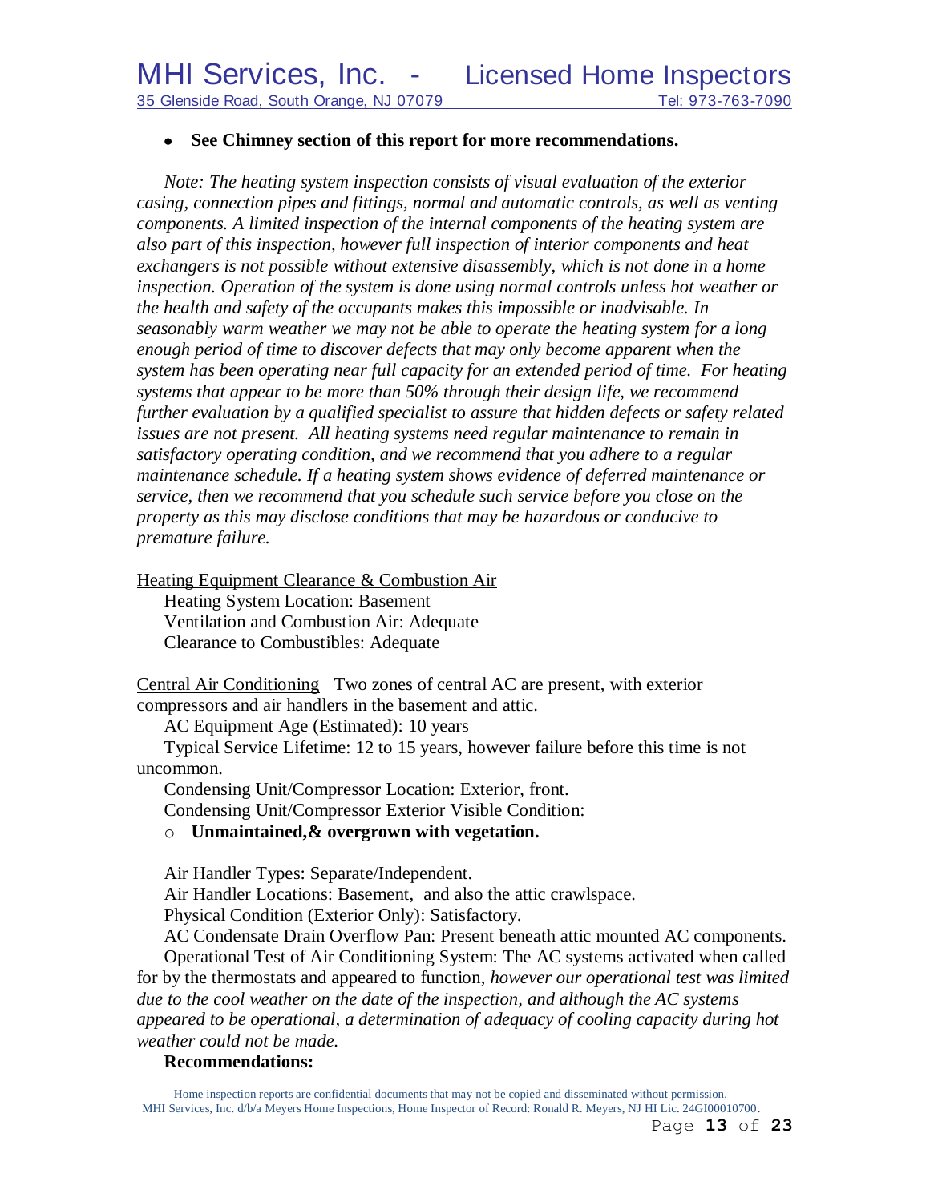- **See Chimney section of this report for more recommendations.**

*Note: The heating system inspection consists of visual evaluation of the exterior casing, connection pipes and fittings, normal and automatic controls, as well as venting components. A limited inspection of the internal components of the heating system are also part of this inspection, however full inspection of interior components and heat exchangers is not possible without extensive disassembly, which is not done in a home inspection. Operation of the system is done using normal controls unless hot weather or the health and safety of the occupants makes this impossible or inadvisable. In seasonably warm weather we may not be able to operate the heating system for a long enough period of time to discover defects that may only become apparent when the system has been operating near full capacity for an extended period of time. For heating systems that appear to be more than 50% through their design life, we recommend further evaluation by a qualified specialist to assure that hidden defects or safety related issues are not present. All heating systems need regular maintenance to remain in satisfactory operating condition, and we recommend that you adhere to a regular maintenance schedule. If a heating system shows evidence of deferred maintenance or service, then we recommend that you schedule such service before you close on the property as this may disclose conditions that may be hazardous or conducive to premature failure.*

Heating Equipment Clearance & Combustion Air

Heating System Location: Basement

Ventilation and Combustion Air: Adequate

Clearance to Combustibles: Adequate

Central Air Conditioning Two zones of central AC are present, with exterior compressors and air handlers in the basement and attic.

AC Equipment Age (Estimated): 10 years

Typical Service Lifetime: 12 to 15 years, however failure before this time is not uncommon.

Condensing Unit/Compressor Location: Exterior, front.

Condensing Unit/Compressor Exterior Visible Condition:

- **Unmaintained,& overgrown with vegetation.**

Air Handler Types: Separate/Independent.

Air Handler Locations: Basement, and also the attic crawlspace.

Physical Condition (Exterior Only): Satisfactory.

AC Condensate Drain Overflow Pan: Present beneath attic mounted AC components.

Operational Test of Air Conditioning System: The AC systems activated when called for by the thermostats and appeared to function, *however our operational test was limited due to the cool weather on the date of the inspection, and although the AC systems appeared to be operational, a determination of adequacy of cooling capacity during hot weather could not be made.*

**Recommendations:**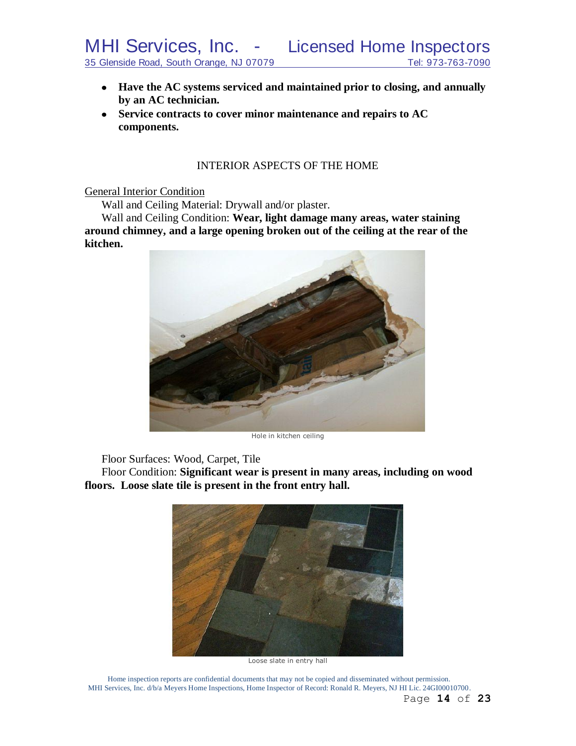- **Have the AC systems serviced and maintained prior to closing, and annually by an AC technician.**
- **Service contracts to cover minor maintenance and repairs to AC components.**

## INTERIOR ASPECTS OF THE HOME

General Interior Condition

Wall and Ceiling Material: Drywall and/or plaster.

Wall and Ceiling Condition: **Wear, light damage many areas, water staining around chimney, and a large opening broken out of the ceiling at the rear of the kitchen.**

Hole in kitchen ceiling

Floor Surfaces: Wood, Carpet, Tile

Floor Condition: **Significant wear is present in many areas, including on wood floors. Loose slate tile is present in the front entry hall.**

Loose slate in entry hall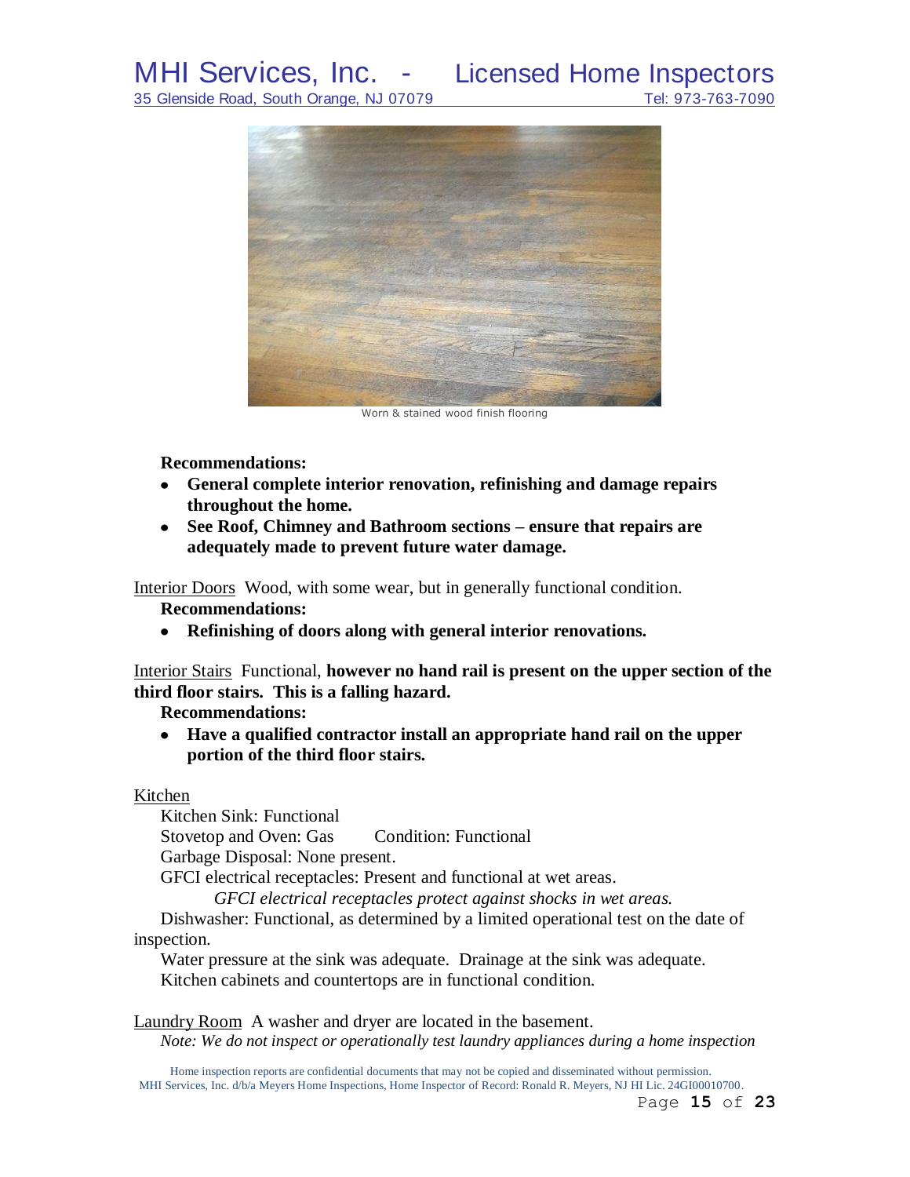Worn & stained wood finish flooring

**Recommendations:**

- **General complete interior renovation, refinishing and damage repairs throughout the home.**
- **See Roof, Chimney and Bathroom sections – ensure that repairs are adequately made to prevent future water damage.**

Interior Doors  Wood, with some wear, but in generally functional condition.

**Recommendations:**

- **Refinishing of doors along with general interior renovations.**

Interior Stairs  Functional, **however no hand rail is present on the upper section of the third floor stairs.  This is a falling hazard.**

**Recommendations:**

- **Have a qualified contractor install an appropriate hand rail on the upper portion of the third floor stairs.**

Kitchen

Kitchen Sink: Functional

Stovetop and Oven: Gas     Condition: Functional

Garbage Disposal: None present.

GFCI electrical receptacles: Present and functional at wet areas.

*GFCI electrical receptacles protect against shocks in wet areas.*

Dishwasher: Functional, as determined by a limited operational test on the date of inspection.

Water pressure at the sink was adequate.  Drainage at the sink was adequate.

Kitchen cabinets and countertops are in functional condition.

Laundry Room  A washer and dryer are located in the basement.

*Note: We do not inspect or operationally test laundry appliances during a home inspection*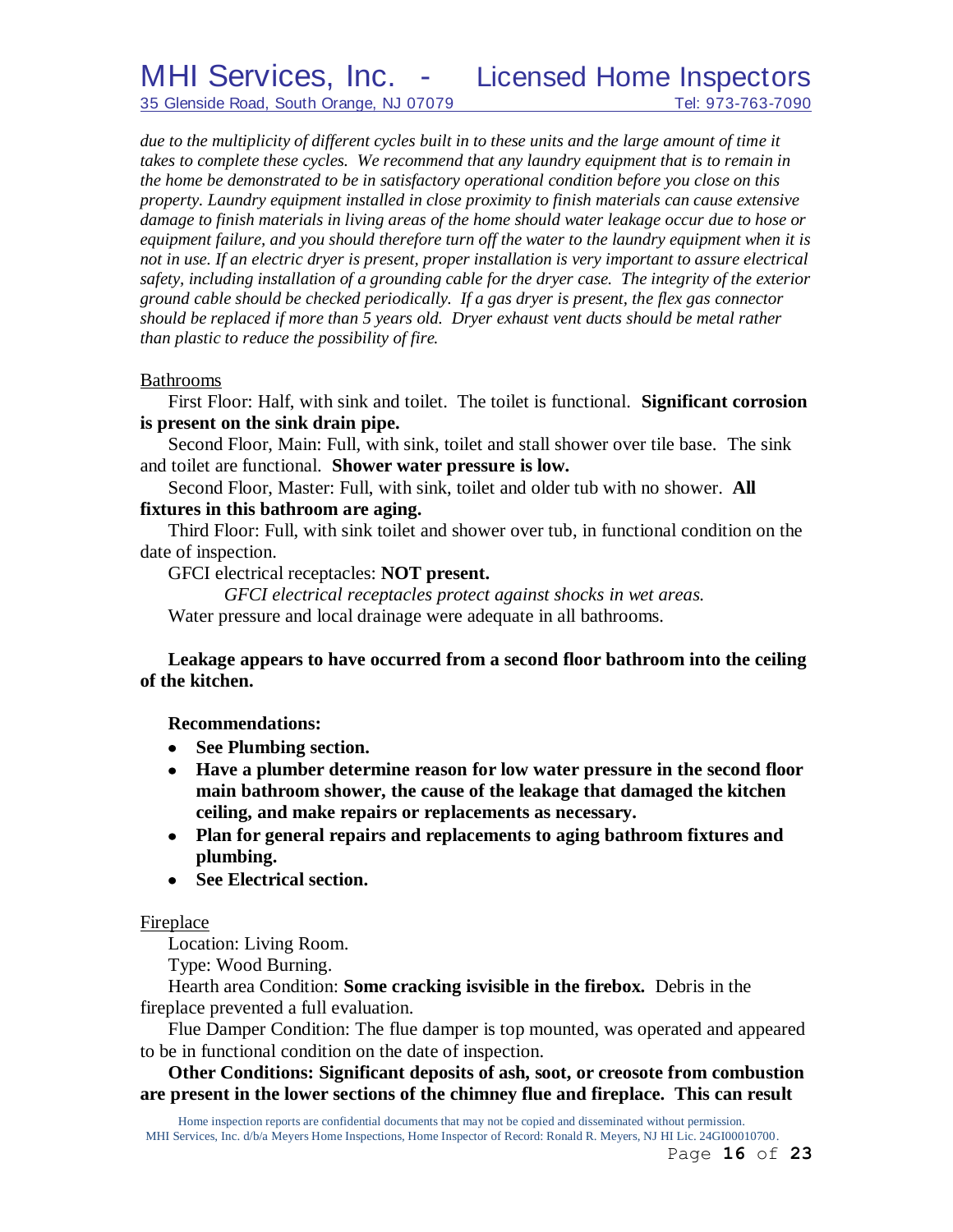*due to the multiplicity of different cycles built in to these units and the large amount of time it takes to complete these cycles. We recommend that any laundry equipment that is to remain in the home be demonstrated to be in satisfactory operational condition before you close on this property. Laundry equipment installed in close proximity to finish materials can cause extensive damage to finish materials in living areas of the home should water leakage occur due to hose or equipment failure, and you should therefore turn off the water to the laundry equipment when it is not in use. If an electric dryer is present, proper installation is very important to assure electrical safety, including installation of a grounding cable for the dryer case. The integrity of the exterior ground cable should be checked periodically. If a gas dryer is present, the flex gas connector should be replaced if more than 5 years old. Dryer exhaust vent ducts should be metal rather than plastic to reduce the possibility of fire.*

<u>Bathrooms</u>

First Floor: Half, with sink and toilet. The toilet is functional. **Significant corrosion is present on the sink drain pipe.**

Second Floor, Main: Full, with sink, toilet and stall shower over tile base. The sink and toilet are functional. **Shower water pressure is low.**

Second Floor, Master: Full, with sink, toilet and older tub with no shower. **All fixtures in this bathroom are aging.**

Third Floor: Full, with sink toilet and shower over tub, in functional condition on the date of inspection.

GFCI electrical receptacles: **NOT present.**

*GFCI electrical receptacles protect against shocks in wet areas.*

Water pressure and local drainage were adequate in all bathrooms.

**Leakage appears to have occurred from a second floor bathroom into the ceiling of the kitchen.**

**Recommendations:**

- **See Plumbing section.**
- **Have a plumber determine reason for low water pressure in the second floor main bathroom shower, the cause of the leakage that damaged the kitchen ceiling, and make repairs or replacements as necessary.**
- **Plan for general repairs and replacements to aging bathroom fixtures and plumbing.**
- **See Electrical section.**

<u>Fireplace</u>

Location: Living Room.

Type: Wood Burning.

Hearth area Condition: **Some cracking isvisible in the firebox.** Debris in the fireplace prevented a full evaluation.

Flue Damper Condition: The flue damper is top mounted, was operated and appeared to be in functional condition on the date of inspection.

**Other Conditions: Significant deposits of ash, soot, or creosote from combustion are present in the lower sections of the chimney flue and fireplace. This can result**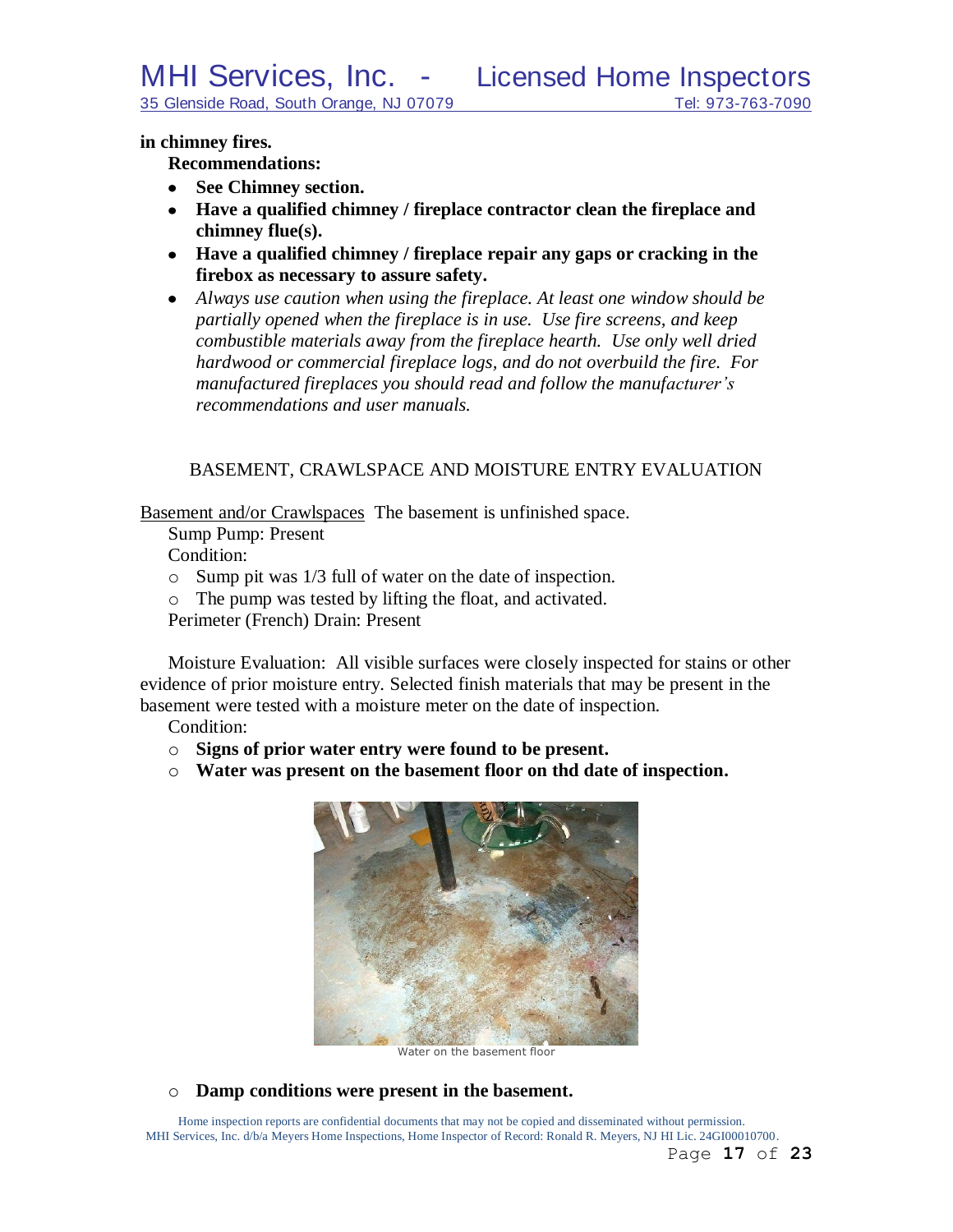**in chimney fires.**

**Recommendations:**

- **See Chimney section.**
- **Have a qualified chimney / fireplace contractor clean the fireplace and chimney flue(s).**
- **Have a qualified chimney / fireplace repair any gaps or cracking in the firebox as necessary to assure safety.**
- *Always use caution when using the fireplace. At least one window should be partially opened when the fireplace is in use. Use fire screens, and keep combustible materials away from the fireplace hearth. Use only well dried hardwood or commercial fireplace logs, and do not overbuild the fire. For manufactured fireplaces you should read and follow the manufacturer's recommendations and user manuals.*

## BASEMENT, CRAWLSPACE AND MOISTURE ENTRY EVALUATION

<u>Basement and/or Crawlspaces</u> The basement is unfinished space.

Sump Pump: Present

Condition:

- Sump pit was 1/3 full of water on the date of inspection.
- The pump was tested by lifting the float, and activated.

Perimeter (French) Drain: Present

Moisture Evaluation: All visible surfaces were closely inspected for stains or other evidence of prior moisture entry. Selected finish materials that may be present in the basement were tested with a moisture meter on the date of inspection.

Condition:

- **Signs of prior water entry were found to be present.**
- **Water was present on the basement floor on thd date of inspection.**

Water on the basement floor

- **Damp conditions were present in the basement.**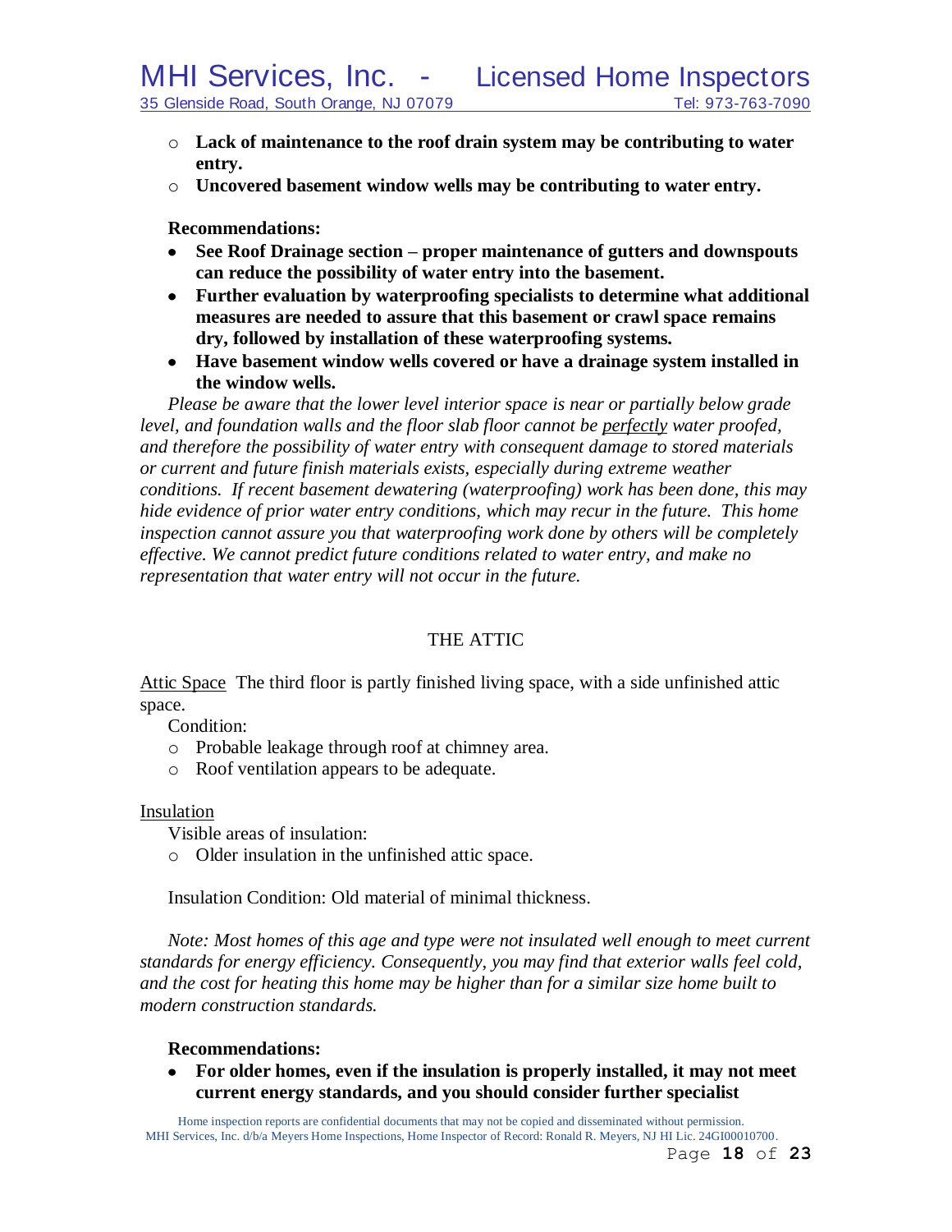- **Lack of maintenance to the roof drain system may be contributing to water entry.**
- **Uncovered basement window wells may be contributing to water entry.**

**Recommendations:**

- **See Roof Drainage section – proper maintenance of gutters and downspouts can reduce the possibility of water entry into the basement.**
- **Further evaluation by waterproofing specialists to determine what additional measures are needed to assure that this basement or crawl space remains dry, followed by installation of these waterproofing systems.**
- **Have basement window wells covered or have a drainage system installed in the window wells.**

*Please be aware that the lower level interior space is near or partially below grade level, and foundation walls and the floor slab floor cannot be perfectly water proofed, and therefore the possibility of water entry with consequent damage to stored materials or current and future finish materials exists, especially during extreme weather conditions. If recent basement dewatering (waterproofing) work has been done, this may hide evidence of prior water entry conditions, which may recur in the future. This home inspection cannot assure you that waterproofing work done by others will be completely effective. We cannot predict future conditions related to water entry, and make no representation that water entry will not occur in the future.*

## THE ATTIC

Attic Space The third floor is partly finished living space, with a side unfinished attic space.

Condition:

- Probable leakage through roof at chimney area.
- Roof ventilation appears to be adequate.

Insulation

Visible areas of insulation:

- Older insulation in the unfinished attic space.

Insulation Condition: Old material of minimal thickness.

*Note: Most homes of this age and type were not insulated well enough to meet current standards for energy efficiency. Consequently, you may find that exterior walls feel cold, and the cost for heating this home may be higher than for a similar size home built to modern construction standards.*

**Recommendations:**

- **For older homes, even if the insulation is properly installed, it may not meet current energy standards, and you should consider further specialist**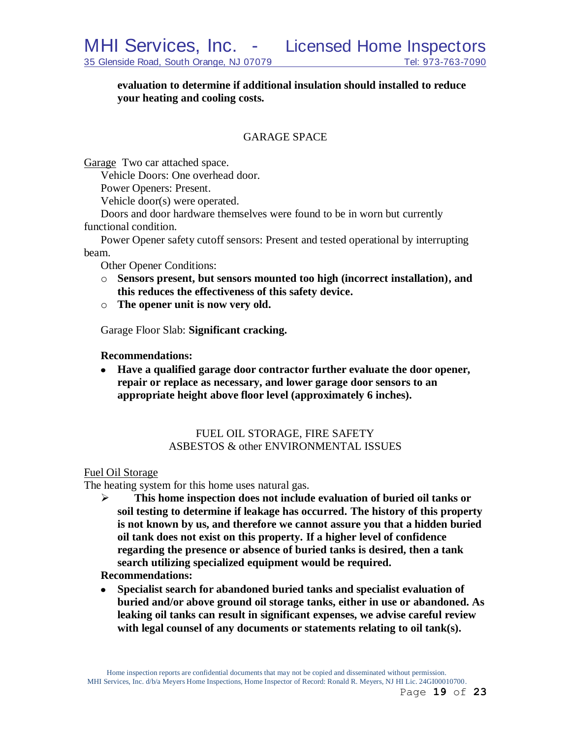**evaluation to determine if additional insulation should installed to reduce your heating and cooling costs.**

## GARAGE SPACE

Garage  Two car attached space.

Vehicle Doors: One overhead door.

Power Openers: Present.

Vehicle door(s) were operated.

Doors and door hardware themselves were found to be in worn but currently functional condition.

Power Opener safety cutoff sensors: Present and tested operational by interrupting beam.

Other Opener Conditions:

- **Sensors present, but sensors mounted too high (incorrect installation), and this reduces the effectiveness of this safety device.**
- **The opener unit is now very old.**

Garage Floor Slab: **Significant cracking.**

**Recommendations:**

- **Have a qualified garage door contractor further evaluate the door opener, repair or replace as necessary, and lower garage door sensors to an appropriate height above floor level (approximately 6 inches).**

## FUEL OIL STORAGE, FIRE SAFETY ASBESTOS & other ENVIRONMENTAL ISSUES

Fuel Oil Storage

The heating system for this home uses natural gas.

- **This home inspection does not include evaluation of buried oil tanks or soil testing to determine if leakage has occurred. The history of this property is not known by us, and therefore we cannot assure you that a hidden buried oil tank does not exist on this property. If a higher level of confidence regarding the presence or absence of buried tanks is desired, then a tank search utilizing specialized equipment would be required.**

**Recommendations:**

- **Specialist search for abandoned buried tanks and specialist evaluation of buried and/or above ground oil storage tanks, either in use or abandoned. As leaking oil tanks can result in significant expenses, we advise careful review with legal counsel of any documents or statements relating to oil tank(s).**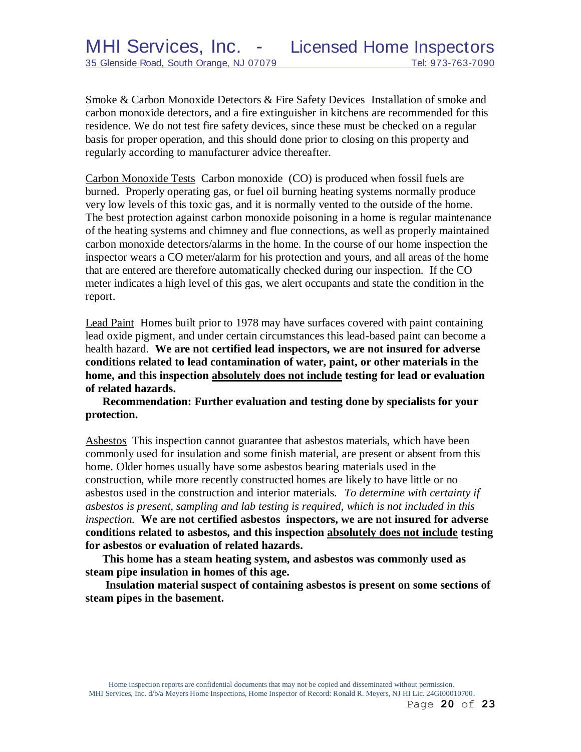<u>Smoke & Carbon Monoxide Detectors & Fire Safety Devices</u> Installation of smoke and carbon monoxide detectors, and a fire extinguisher in kitchens are recommended for this residence. We do not test fire safety devices, since these must be checked on a regular basis for proper operation, and this should done prior to closing on this property and regularly according to manufacturer advice thereafter.

<u>Carbon Monoxide Tests</u> Carbon monoxide (CO) is produced when fossil fuels are burned. Properly operating gas, or fuel oil burning heating systems normally produce very low levels of this toxic gas, and it is normally vented to the outside of the home. The best protection against carbon monoxide poisoning in a home is regular maintenance of the heating systems and chimney and flue connections, as well as properly maintained carbon monoxide detectors/alarms in the home. In the course of our home inspection the inspector wears a CO meter/alarm for his protection and yours, and all areas of the home that are entered are therefore automatically checked during our inspection. If the CO meter indicates a high level of this gas, we alert occupants and state the condition in the report.

<u>Lead Paint</u> Homes built prior to 1978 may have surfaces covered with paint containing lead oxide pigment, and under certain circumstances this lead-based paint can become a health hazard. **We are not certified lead inspectors, we are not insured for adverse conditions related to lead contamination of water, paint, or other materials in the home, and this inspection <u>absolutely does not include</u> testing for lead or evaluation of related hazards.**

**Recommendation: Further evaluation and testing done by specialists for your protection.**

<u>Asbestos</u> This inspection cannot guarantee that asbestos materials, which have been commonly used for insulation and some finish material, are present or absent from this home. Older homes usually have some asbestos bearing materials used in the construction, while more recently constructed homes are likely to have little or no asbestos used in the construction and interior materials. *To determine with certainty if asbestos is present, sampling and lab testing is required, which is not included in this inspection.* **We are not certified asbestos inspectors, we are not insured for adverse conditions related to asbestos, and this inspection <u>absolutely does not include</u> testing for asbestos or evaluation of related hazards.**

**This home has a steam heating system, and asbestos was commonly used as steam pipe insulation in homes of this age.**

**Insulation material suspect of containing asbestos is present on some sections of steam pipes in the basement.**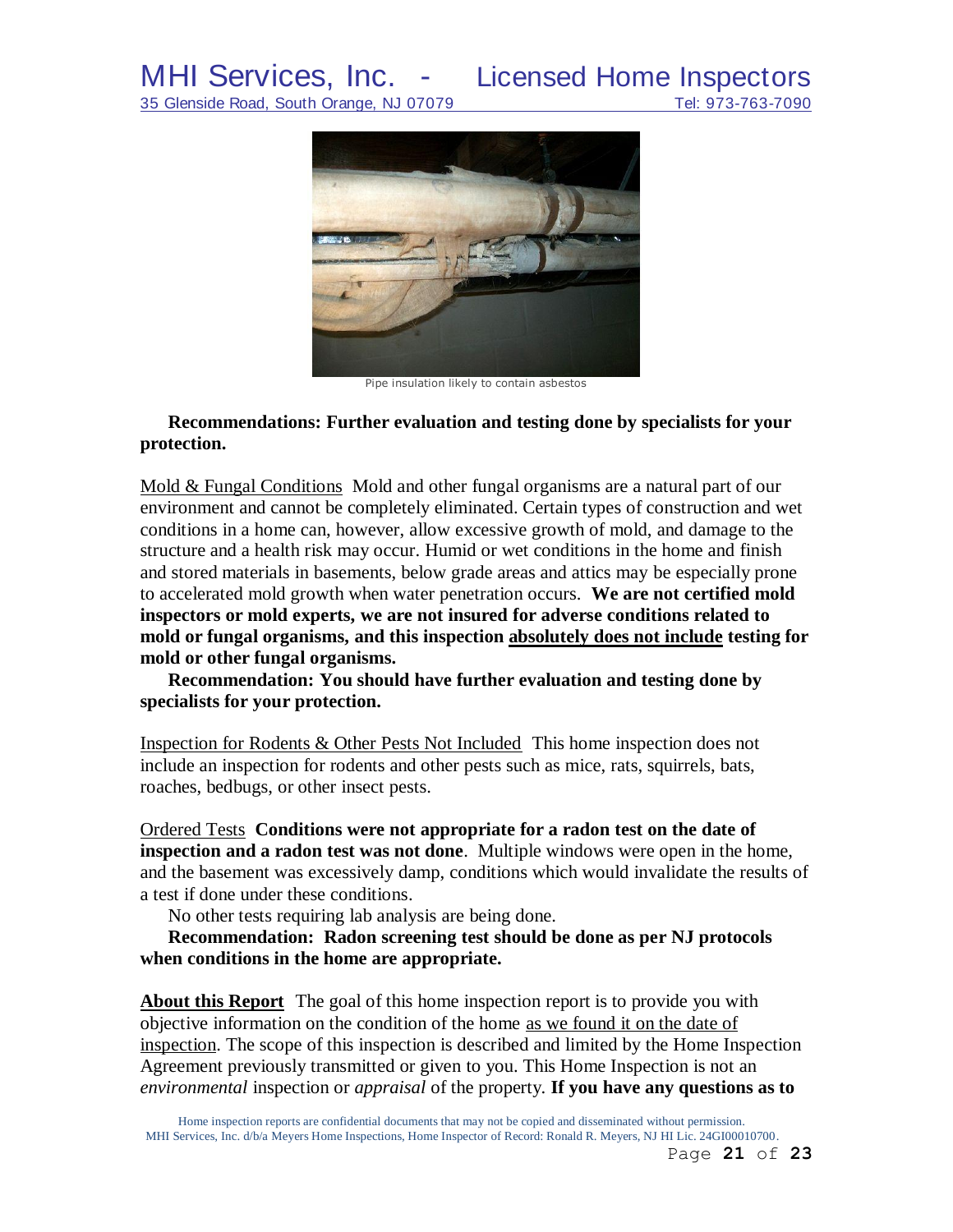Pipe insulation likely to contain asbestos

**Recommendations: Further evaluation and testing done by specialists for your protection.**

Mold & Fungal Conditions Mold and other fungal organisms are a natural part of our environment and cannot be completely eliminated. Certain types of construction and wet conditions in a home can, however, allow excessive growth of mold, and damage to the structure and a health risk may occur. Humid or wet conditions in the home and finish and stored materials in basements, below grade areas and attics may be especially prone to accelerated mold growth when water penetration occurs. **We are not certified mold inspectors or mold experts, we are not insured for adverse conditions related to mold or fungal organisms, and this inspection absolutely does not include testing for mold or other fungal organisms.**

**Recommendation: You should have further evaluation and testing done by specialists for your protection.**

Inspection for Rodents & Other Pests Not Included This home inspection does not include an inspection for rodents and other pests such as mice, rats, squirrels, bats, roaches, bedbugs, or other insect pests.

Ordered Tests **Conditions were not appropriate for a radon test on the date of inspection and a radon test was not done**. Multiple windows were open in the home, and the basement was excessively damp, conditions which would invalidate the results of a test if done under these conditions.

No other tests requiring lab analysis are being done.

**Recommendation: Radon screening test should be done as per NJ protocols when conditions in the home are appropriate.**

**About this Report** The goal of this home inspection report is to provide you with objective information on the condition of the home as we found it on the date of inspection. The scope of this inspection is described and limited by the Home Inspection Agreement previously transmitted or given to you. This Home Inspection is not an *environmental* inspection or *appraisal* of the property. **If you have any questions as to**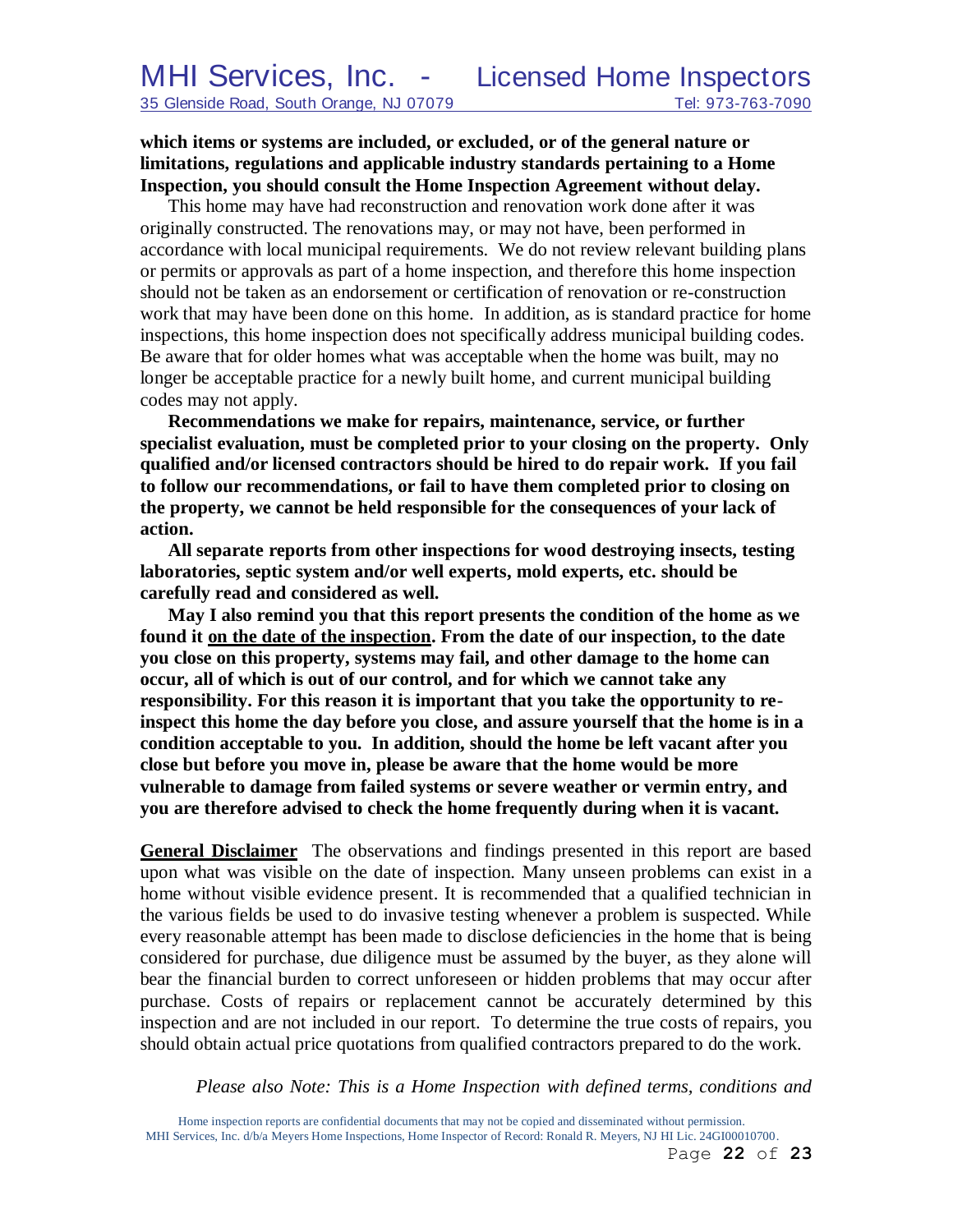**which items or systems are included, or excluded, or of the general nature or limitations, regulations and applicable industry standards pertaining to a Home Inspection, you should consult the Home Inspection Agreement without delay.**

This home may have had reconstruction and renovation work done after it was originally constructed. The renovations may, or may not have, been performed in accordance with local municipal requirements. We do not review relevant building plans or permits or approvals as part of a home inspection, and therefore this home inspection should not be taken as an endorsement or certification of renovation or re-construction work that may have been done on this home. In addition, as is standard practice for home inspections, this home inspection does not specifically address municipal building codes. Be aware that for older homes what was acceptable when the home was built, may no longer be acceptable practice for a newly built home, and current municipal building codes may not apply.

**Recommendations we make for repairs, maintenance, service, or further specialist evaluation, must be completed prior to your closing on the property. Only qualified and/or licensed contractors should be hired to do repair work. If you fail to follow our recommendations, or fail to have them completed prior to closing on the property, we cannot be held responsible for the consequences of your lack of action.**

**All separate reports from other inspections for wood destroying insects, testing laboratories, septic system and/or well experts, mold experts, etc. should be carefully read and considered as well.**

**May I also remind you that this report presents the condition of the home as we found it <u>on the date of the inspection</u>. From the date of our inspection, to the date you close on this property, systems may fail, and other damage to the home can occur, all of which is out of our control, and for which we cannot take any responsibility. For this reason it is important that you take the opportunity to re-inspect this home the day before you close, and assure yourself that the home is in a condition acceptable to you. In addition, should the home be left vacant after you close but before you move in, please be aware that the home would be more vulnerable to damage from failed systems or severe weather or vermin entry, and you are therefore advised to check the home frequently during when it is vacant.**

**<u>General Disclaimer</u>** The observations and findings presented in this report are based upon what was visible on the date of inspection. Many unseen problems can exist in a home without visible evidence present. It is recommended that a qualified technician in the various fields be used to do invasive testing whenever a problem is suspected. While every reasonable attempt has been made to disclose deficiencies in the home that is being considered for purchase, due diligence must be assumed by the buyer, as they alone will bear the financial burden to correct unforeseen or hidden problems that may occur after purchase. Costs of repairs or replacement cannot be accurately determined by this inspection and are not included in our report. To determine the true costs of repairs, you should obtain actual price quotations from qualified contractors prepared to do the work.

*Please also Note: This is a Home Inspection with defined terms, conditions and*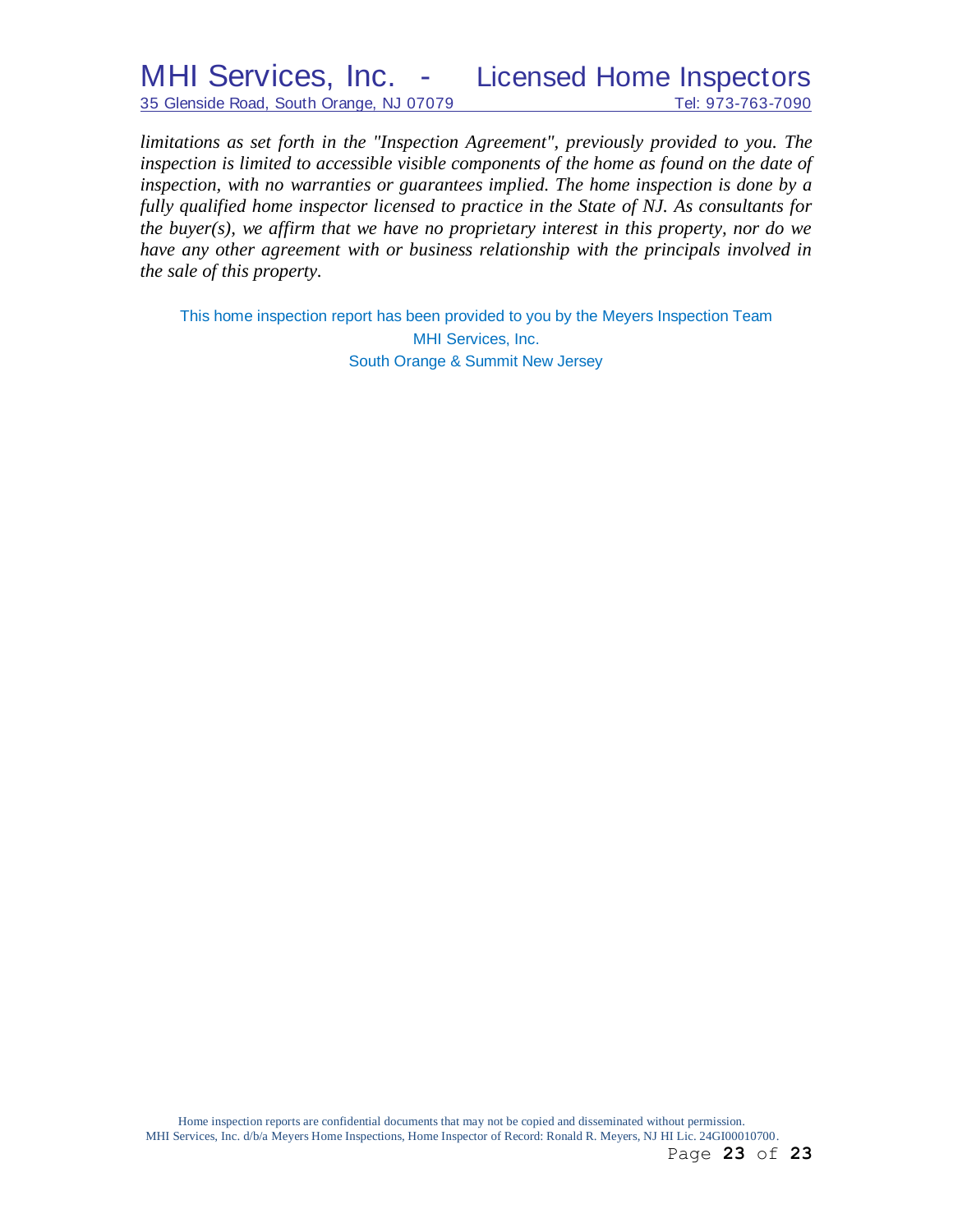*limitations as set forth in the "Inspection Agreement", previously provided to you. The inspection is limited to accessible visible components of the home as found on the date of inspection, with no warranties or guarantees implied. The home inspection is done by a fully qualified home inspector licensed to practice in the State of NJ. As consultants for the buyer(s), we affirm that we have no proprietary interest in this property, nor do we have any other agreement with or business relationship with the principals involved in the sale of this property.*

This home inspection report has been provided to you by the Meyers Inspection Team
MHI Services, Inc.
South Orange & Summit New Jersey

Home inspection reports are confidential documents that may not be copied and disseminated without permission.
MHI Services, Inc. d/b/a Meyers Home Inspections, Home Inspector of Record: Ronald R. Meyers, NJ HI Lic. 24GI00010700.